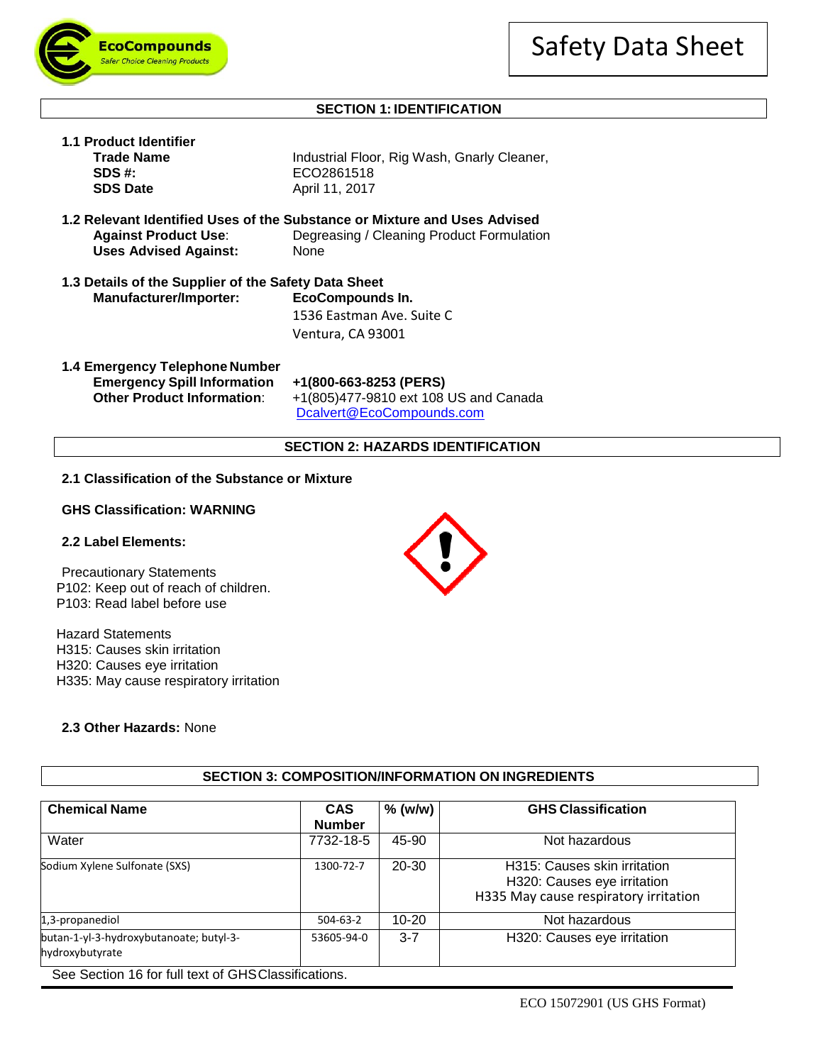# Safety Data Sheet

EcoCompounds
Safer Choice Cleaning Products

## SECTION 1: IDENTIFICATION

**1.1 Product Identifier**

| | |
|---|---|
| **Trade Name** | Industrial Floor, Rig Wash, Gnarly Cleaner, |
| **SDS #:** | ECO2861518 |
| **SDS Date** | April 11, 2017 |

**1.2 Relevant Identified Uses of the Substance or Mixture and Uses Advised Against Product Use:**

| | |
|---|---|
| **Against Product Use**: | Degreasing / Cleaning Product Formulation |
| **Uses Advised Against:** | None |

**1.3 Details of the Supplier of the Safety Data Sheet**

**Manufacturer/Importer:** **EcoCompounds In.**
1536 Eastman Ave. Suite C
Ventura, CA 93001

**1.4 Emergency Telephone Number**

| | |
|---|---|
| **Emergency Spill Information** | **+1(800-663-8253 (PERS)** |
| **Other Product Information**: | +1(805)477-9810 ext 108 US and Canada<br>Dcalvert@EcoCompounds.com |

## SECTION 2: HAZARDS IDENTIFICATION

**2.1 Classification of the Substance or Mixture**

**GHS Classification: WARNING**

**2.2 Label Elements:**

Precautionary Statements
P102: Keep out of reach of children.
P103: Read label before use

Hazard Statements
H315: Causes skin irritation
H320: Causes eye irritation
H335: May cause respiratory irritation

**2.3 Other Hazards:** None

## SECTION 3: COMPOSITION/INFORMATION ON INGREDIENTS

| Chemical Name | CAS Number | % (w/w) | GHS Classification |
|---|---|---|---|
| Water | 7732-18-5 | 45-90 | Not hazardous |
| Sodium Xylene Sulfonate (SXS) | 1300-72-7 | 20-30 | H315: Causes skin irritation<br>H320: Causes eye irritation<br>H335 May cause respiratory irritation |
| 1,3-propanediol | 504-63-2 | 10-20 | Not hazardous |
| butan-1-yl-3-hydroxybutanoate; butyl-3-hydroxybutyrate | 53605-94-0 | 3-7 | H320: Causes eye irritation |

See Section 16 for full text of GHS Classifications.

ECO 15072901 (US GHS Format)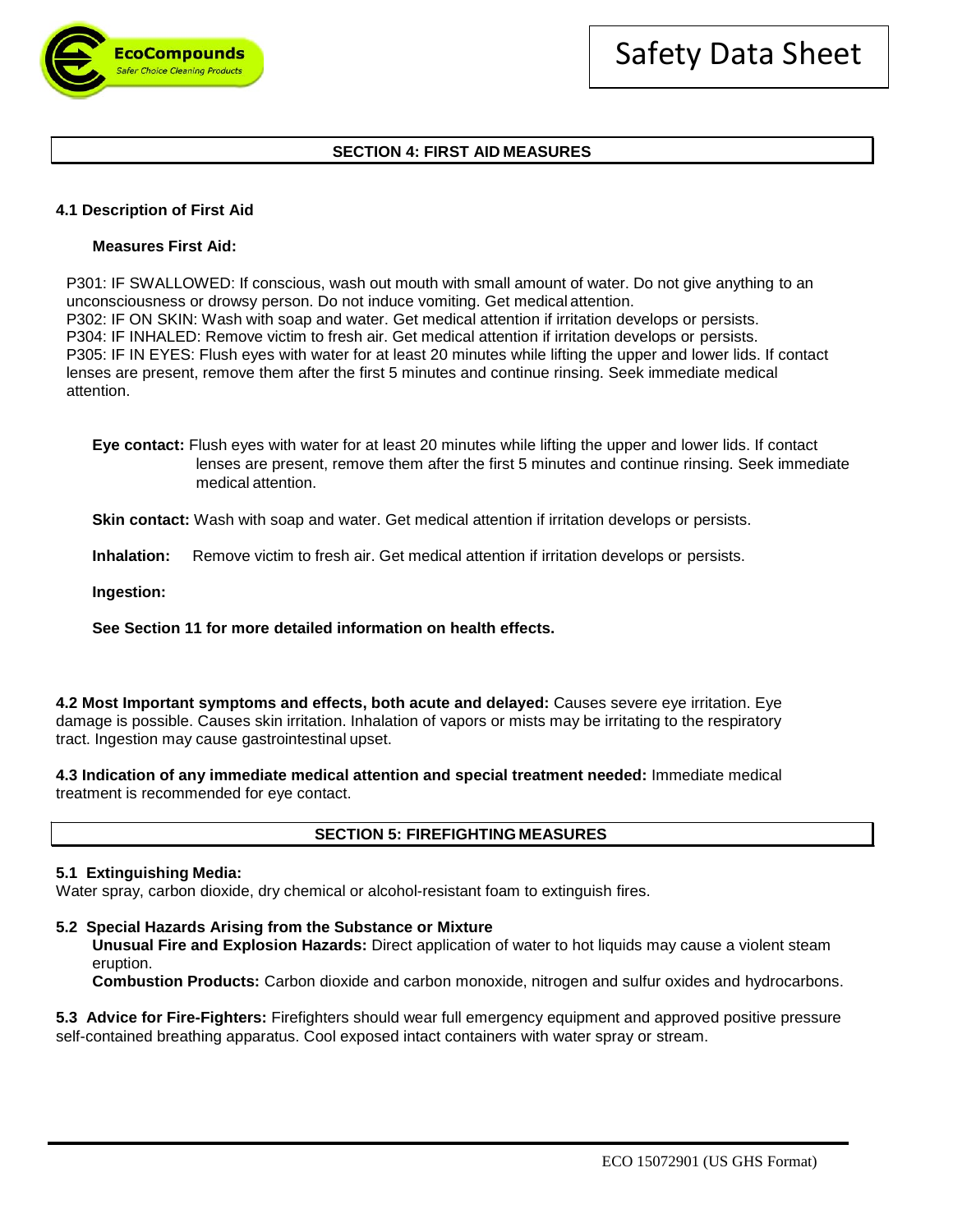## SECTION 4: FIRST AID MEASURES

### 4.1 Description of First Aid

**Measures First Aid:**

P301: IF SWALLOWED: If conscious, wash out mouth with small amount of water. Do not give anything to an unconsciousness or drowsy person. Do not induce vomiting. Get medical attention.
P302: IF ON SKIN: Wash with soap and water. Get medical attention if irritation develops or persists.
P304: IF INHALED: Remove victim to fresh air. Get medical attention if irritation develops or persists.
P305: IF IN EYES: Flush eyes with water for at least 20 minutes while lifting the upper and lower lids. If contact lenses are present, remove them after the first 5 minutes and continue rinsing. Seek immediate medical attention.

**Eye contact:** Flush eyes with water for at least 20 minutes while lifting the upper and lower lids. If contact lenses are present, remove them after the first 5 minutes and continue rinsing. Seek immediate medical attention.

**Skin contact:** Wash with soap and water. Get medical attention if irritation develops or persists.

**Inhalation:** Remove victim to fresh air. Get medical attention if irritation develops or persists.

**Ingestion:**

**See Section 11 for more detailed information on health effects.**

**4.2 Most Important symptoms and effects, both acute and delayed:** Causes severe eye irritation. Eye damage is possible. Causes skin irritation. Inhalation of vapors or mists may be irritating to the respiratory tract. Ingestion may cause gastrointestinal upset.

**4.3 Indication of any immediate medical attention and special treatment needed:** Immediate medical treatment is recommended for eye contact.

## SECTION 5: FIREFIGHTING MEASURES

**5.1 Extinguishing Media:**
Water spray, carbon dioxide, dry chemical or alcohol-resistant foam to extinguish fires.

**5.2 Special Hazards Arising from the Substance or Mixture**

**Unusual Fire and Explosion Hazards:** Direct application of water to hot liquids may cause a violent steam eruption.

**Combustion Products:** Carbon dioxide and carbon monoxide, nitrogen and sulfur oxides and hydrocarbons.

**5.3 Advice for Fire-Fighters:** Firefighters should wear full emergency equipment and approved positive pressure self-contained breathing apparatus. Cool exposed intact containers with water spray or stream.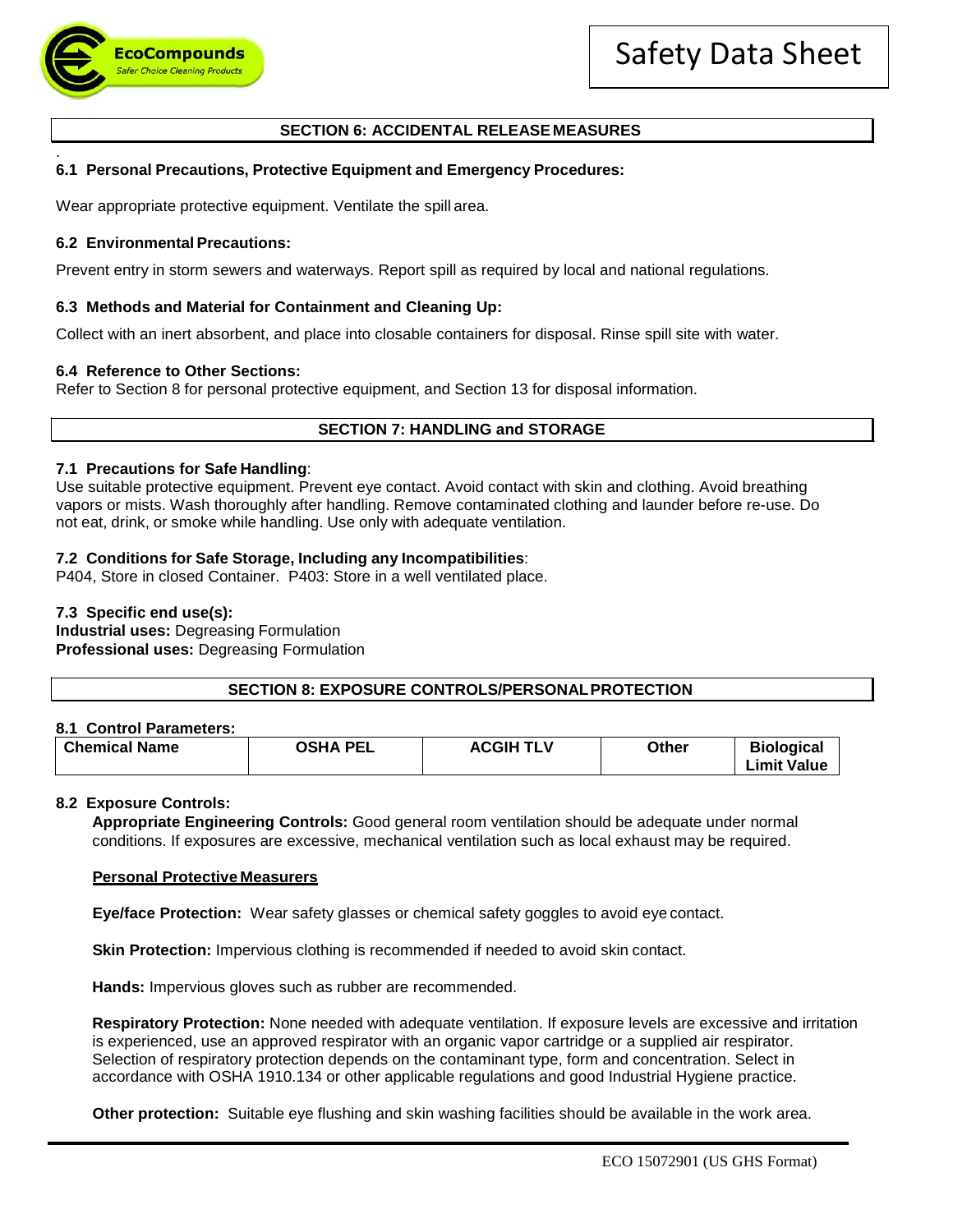## SECTION 6: ACCIDENTAL RELEASE MEASURES

### 6.1 Personal Precautions, Protective Equipment and Emergency Procedures:

Wear appropriate protective equipment. Ventilate the spill area.

### 6.2 Environmental Precautions:

Prevent entry in storm sewers and waterways. Report spill as required by local and national regulations.

### 6.3 Methods and Material for Containment and Cleaning Up:

Collect with an inert absorbent, and place into closable containers for disposal. Rinse spill site with water.

### 6.4 Reference to Other Sections:

Refer to Section 8 for personal protective equipment, and Section 13 for disposal information.

## SECTION 7: HANDLING and STORAGE

### 7.1 Precautions for Safe Handling:

Use suitable protective equipment. Prevent eye contact. Avoid contact with skin and clothing. Avoid breathing vapors or mists. Wash thoroughly after handling. Remove contaminated clothing and launder before re-use. Do not eat, drink, or smoke while handling. Use only with adequate ventilation.

### 7.2 Conditions for Safe Storage, Including any Incompatibilities:

P404, Store in closed Container. P403: Store in a well ventilated place.

### 7.3 Specific end use(s):

**Industrial uses:** Degreasing Formulation
**Professional uses:** Degreasing Formulation

## SECTION 8: EXPOSURE CONTROLS/PERSONAL PROTECTION

### 8.1 Control Parameters:

| Chemical Name | OSHA PEL | ACGIH TLV | Other | Biological Limit Value |
|---|---|---|---|---|

### 8.2 Exposure Controls:

**Appropriate Engineering Controls:** Good general room ventilation should be adequate under normal conditions. If exposures are excessive, mechanical ventilation such as local exhaust may be required.

**Personal Protective Measurers**

**Eye/face Protection:** Wear safety glasses or chemical safety goggles to avoid eye contact.

**Skin Protection:** Impervious clothing is recommended if needed to avoid skin contact.

**Hands:** Impervious gloves such as rubber are recommended.

**Respiratory Protection:** None needed with adequate ventilation. If exposure levels are excessive and irritation is experienced, use an approved respirator with an organic vapor cartridge or a supplied air respirator. Selection of respiratory protection depends on the contaminant type, form and concentration. Select in accordance with OSHA 1910.134 or other applicable regulations and good Industrial Hygiene practice.

**Other protection:** Suitable eye flushing and skin washing facilities should be available in the work area.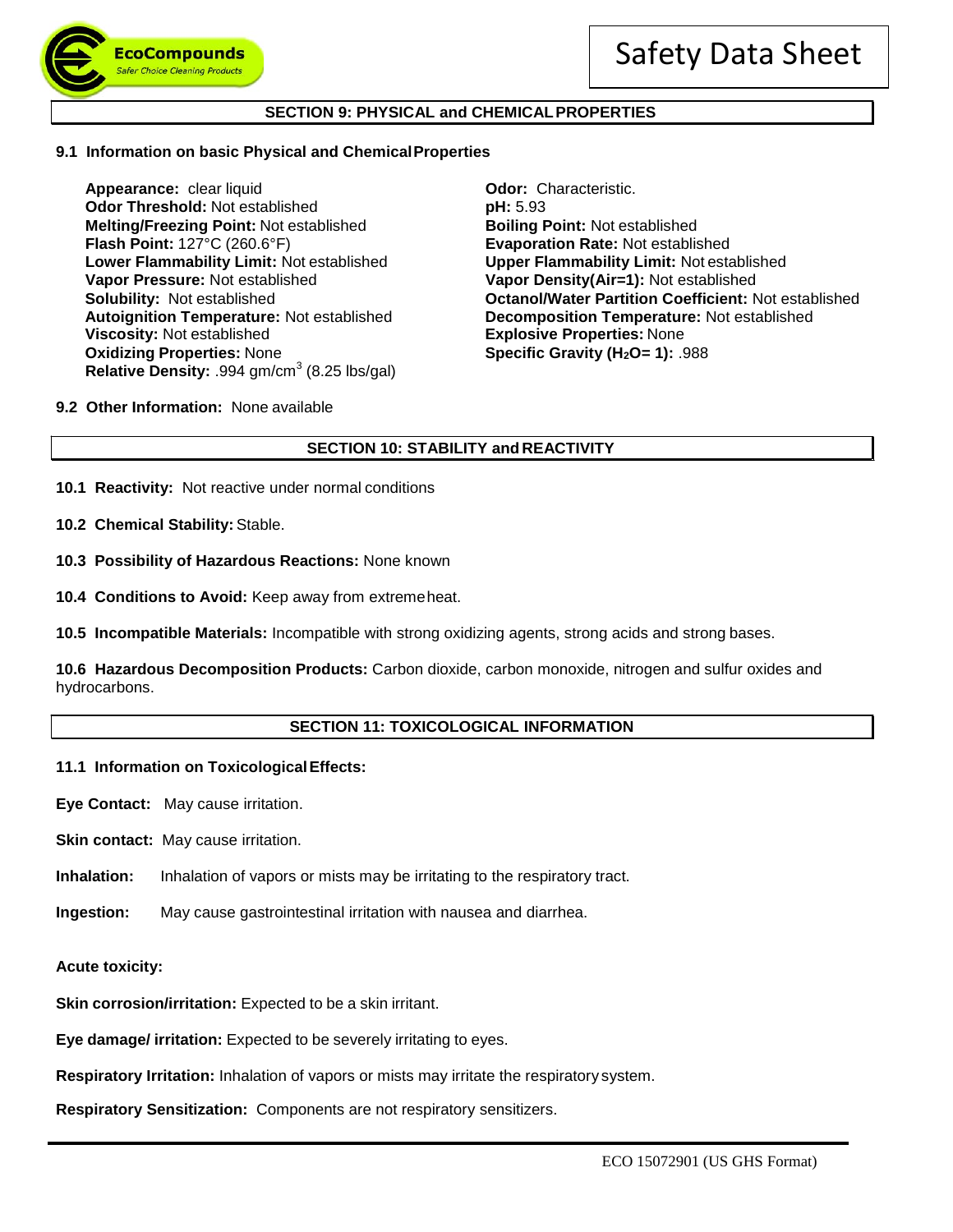## SECTION 9: PHYSICAL and CHEMICAL PROPERTIES

### 9.1 Information on basic Physical and Chemical Properties

**Appearance:** clear liquid
**Odor Threshold:** Not established
**Melting/Freezing Point:** Not established
**Flash Point:** 127°C (260.6°F)
**Lower Flammability Limit:** Not established
**Vapor Pressure:** Not established
**Solubility:** Not established
**Autoignition Temperature:** Not established
**Viscosity:** Not established
**Oxidizing Properties:** None
**Relative Density:** .994 gm/cm$^3$ (8.25 lbs/gal)

**Odor:** Characteristic.
**pH:** 5.93
**Boiling Point:** Not established
**Evaporation Rate:** Not established
**Upper Flammability Limit:** Not established
**Vapor Density(Air=1):** Not established
**Octanol/Water Partition Coefficient:** Not established
**Decomposition Temperature:** Not established
**Explosive Properties:** None
**Specific Gravity ($H_2O$= 1):** .988

**9.2 Other Information:** None available

## SECTION 10: STABILITY and REACTIVITY

**10.1 Reactivity:** Not reactive under normal conditions

**10.2 Chemical Stability:** Stable.

**10.3 Possibility of Hazardous Reactions:** None known

**10.4 Conditions to Avoid:** Keep away from extreme heat.

**10.5 Incompatible Materials:** Incompatible with strong oxidizing agents, strong acids and strong bases.

**10.6 Hazardous Decomposition Products:** Carbon dioxide, carbon monoxide, nitrogen and sulfur oxides and hydrocarbons.

## SECTION 11: TOXICOLOGICAL INFORMATION

### 11.1 Information on Toxicological Effects:

**Eye Contact:** May cause irritation.

**Skin contact:** May cause irritation.

**Inhalation:** Inhalation of vapors or mists may be irritating to the respiratory tract.

**Ingestion:** May cause gastrointestinal irritation with nausea and diarrhea.

**Acute toxicity:**

**Skin corrosion/irritation:** Expected to be a skin irritant.

**Eye damage/ irritation:** Expected to be severely irritating to eyes.

**Respiratory Irritation:** Inhalation of vapors or mists may irritate the respiratory system.

**Respiratory Sensitization:** Components are not respiratory sensitizers.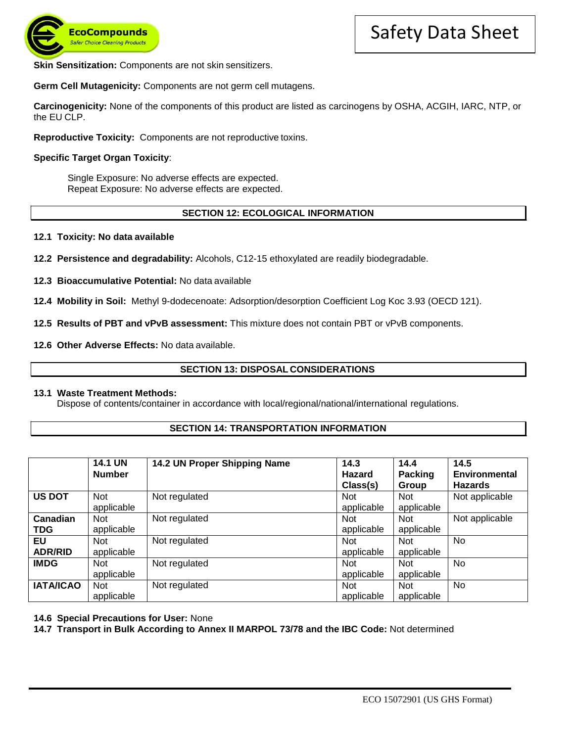**Skin Sensitization:** Components are not skin sensitizers.

**Germ Cell Mutagenicity:** Components are not germ cell mutagens.

**Carcinogenicity:** None of the components of this product are listed as carcinogens by OSHA, ACGIH, IARC, NTP, or the EU CLP.

**Reproductive Toxicity:** Components are not reproductive toxins.

**Specific Target Organ Toxicity**:

Single Exposure: No adverse effects are expected.
Repeat Exposure: No adverse effects are expected.

## SECTION 12: ECOLOGICAL INFORMATION

**12.1 Toxicity: No data available**

**12.2 Persistence and degradability:** Alcohols, C12-15 ethoxylated are readily biodegradable.

**12.3 Bioaccumulative Potential:** No data available

**12.4 Mobility in Soil:** Methyl 9-dodecenoate: Adsorption/desorption Coefficient Log Koc 3.93 (OECD 121).

**12.5 Results of PBT and vPvB assessment:** This mixture does not contain PBT or vPvB components.

**12.6 Other Adverse Effects:** No data available.

## SECTION 13: DISPOSAL CONSIDERATIONS

**13.1 Waste Treatment Methods:**
Dispose of contents/container in accordance with local/regional/national/international regulations.

## SECTION 14: TRANSPORTATION INFORMATION

| | 14.1 UN Number | 14.2 UN Proper Shipping Name | 14.3 Hazard Class(s) | 14.4 Packing Group | 14.5 Environmental Hazards |
|---|---|---|---|---|---|
| **US DOT** | Not applicable | Not regulated | Not applicable | Not applicable | Not applicable |
| **Canadian TDG** | Not applicable | Not regulated | Not applicable | Not applicable | Not applicable |
| **EU ADR/RID** | Not applicable | Not regulated | Not applicable | Not applicable | No |
| **IMDG** | Not applicable | Not regulated | Not applicable | Not applicable | No |
| **IATA/ICAO** | Not applicable | Not regulated | Not applicable | Not applicable | No |

**14.6 Special Precautions for User:** None
**14.7 Transport in Bulk According to Annex II MARPOL 73/78 and the IBC Code:** Not determined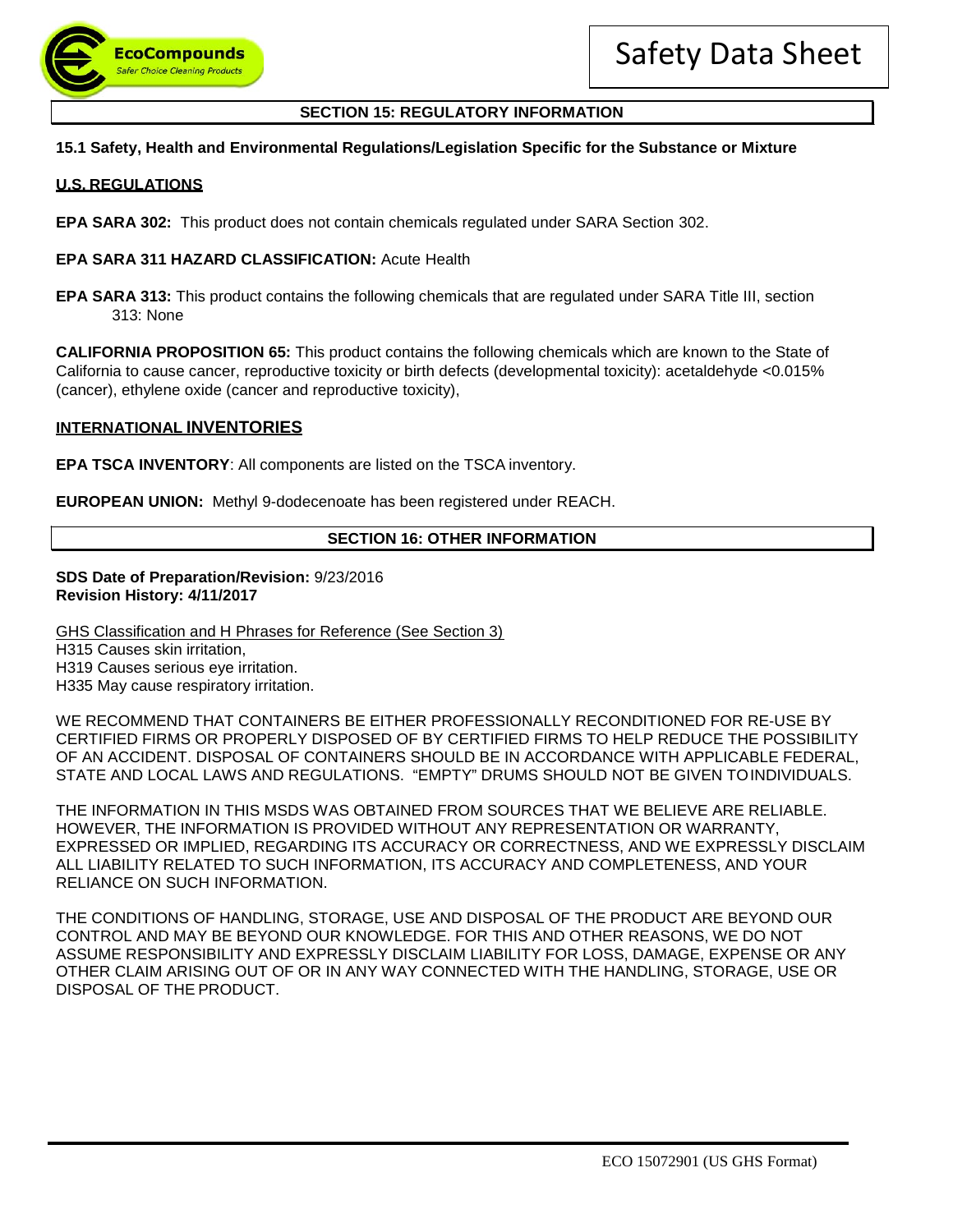## SECTION 15: REGULATORY INFORMATION

**15.1 Safety, Health and Environmental Regulations/Legislation Specific for the Substance or Mixture**

**U.S. REGULATIONS**

**EPA SARA 302:** This product does not contain chemicals regulated under SARA Section 302.

**EPA SARA 311 HAZARD CLASSIFICATION:** Acute Health

**EPA SARA 313:** This product contains the following chemicals that are regulated under SARA Title III, section 313: None

**CALIFORNIA PROPOSITION 65:** This product contains the following chemicals which are known to the State of California to cause cancer, reproductive toxicity or birth defects (developmental toxicity): acetaldehyde <0.015% (cancer), ethylene oxide (cancer and reproductive toxicity),

**INTERNATIONAL INVENTORIES**

**EPA TSCA INVENTORY**: All components are listed on the TSCA inventory.

**EUROPEAN UNION:** Methyl 9-dodecenoate has been registered under REACH.

## SECTION 16: OTHER INFORMATION

**SDS Date of Preparation/Revision:** 9/23/2016
**Revision History: 4/11/2017**

GHS Classification and H Phrases for Reference (See Section 3)
H315 Causes skin irritation,
H319 Causes serious eye irritation.
H335 May cause respiratory irritation.

WE RECOMMEND THAT CONTAINERS BE EITHER PROFESSIONALLY RECONDITIONED FOR RE-USE BY CERTIFIED FIRMS OR PROPERLY DISPOSED OF BY CERTIFIED FIRMS TO HELP REDUCE THE POSSIBILITY OF AN ACCIDENT. DISPOSAL OF CONTAINERS SHOULD BE IN ACCORDANCE WITH APPLICABLE FEDERAL, STATE AND LOCAL LAWS AND REGULATIONS. "EMPTY" DRUMS SHOULD NOT BE GIVEN TO INDIVIDUALS.

THE INFORMATION IN THIS MSDS WAS OBTAINED FROM SOURCES THAT WE BELIEVE ARE RELIABLE. HOWEVER, THE INFORMATION IS PROVIDED WITHOUT ANY REPRESENTATION OR WARRANTY, EXPRESSED OR IMPLIED, REGARDING ITS ACCURACY OR CORRECTNESS, AND WE EXPRESSLY DISCLAIM ALL LIABILITY RELATED TO SUCH INFORMATION, ITS ACCURACY AND COMPLETENESS, AND YOUR RELIANCE ON SUCH INFORMATION.

THE CONDITIONS OF HANDLING, STORAGE, USE AND DISPOSAL OF THE PRODUCT ARE BEYOND OUR CONTROL AND MAY BE BEYOND OUR KNOWLEDGE. FOR THIS AND OTHER REASONS, WE DO NOT ASSUME RESPONSIBILITY AND EXPRESSLY DISCLAIM LIABILITY FOR LOSS, DAMAGE, EXPENSE OR ANY OTHER CLAIM ARISING OUT OF OR IN ANY WAY CONNECTED WITH THE HANDLING, STORAGE, USE OR DISPOSAL OF THE PRODUCT.